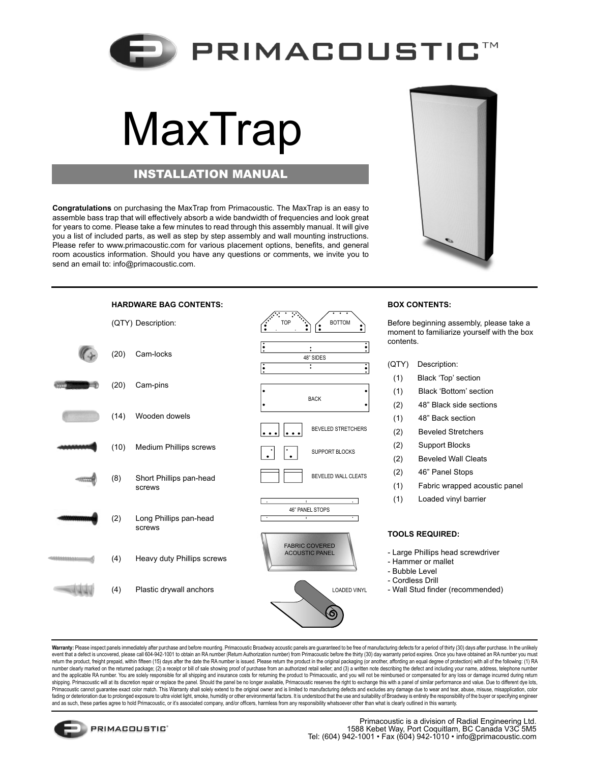# PRIMACOUSTIC™

# MaxTrap

## INSTALLATION MANUAL

**Congratulations** on purchasing the MaxTrap from Primacoustic. The MaxTrap is an easy to assemble bass trap that will effectively absorb a wide bandwidth of frequencies and look great for years to come. Please take a few minutes to read through this assembly manual. It will give you a list of included parts, as well as step by step assembly and wall mounting instructions. Please refer to www.primacoustic.com for various placement options, benefits, and general room acoustics information. Should you have any questions or comments, we invite you to send an email to: info@primacoustic.com.

### HARDWARE BAG CONTENTS:

| (QTY) | Description: |
|---|---|
| (20) | Cam-locks |
| (20) | Cam-pins |
| (14) | Wooden dowels |
| (10) | Medium Phillips screws |
| (8) | Short Phillips pan-head screws |
| (2) | Long Phillips pan-head screws |
| (4) | Heavy duty Phillips screws |
| (4) | Plastic drywall anchors |

TOP, BOTTOM, 48" SIDES, BACK, BEVELED STRETCHERS, SUPPORT BLOCKS, BEVELED WALL CLEATS, 46" PANEL STOPS, FABRIC COVERED ACOUSTIC PANEL, LOADED VINYL

### BOX CONTENTS:

Before beginning assembly, please take a moment to familiarize yourself with the box contents.

| (QTY) | Description: |
|---|---|
| (1) | Black 'Top' section |
| (1) | Black 'Bottom' section |
| (2) | 48" Black side sections |
| (1) | 48" Back section |
| (2) | Beveled Stretchers |
| (2) | Support Blocks |
| (2) | Beveled Wall Cleats |
| (2) | 46" Panel Stops |
| (1) | Fabric wrapped acoustic panel |
| (1) | Loaded vinyl barrier |

### TOOLS REQUIRED:

- Large Phillips head screwdriver
- Hammer or mallet
- Bubble Level
- Cordless Drill
- Wall Stud finder (recommended)

**Warranty:** Please inspect panels immediately after purchase and before mounting. Primacoustic Broadway acoustic panels are guaranteed to be free of manufacturing defects for a period of thirty (30) days after purchase. In the unlikely event that a defect is uncovered, please call 604-942-1001 to obtain an RA number (Return Authorization number) from Primacoustic before the thirty (30) day warranty period expires. Once you have obtained an RA number you must return the product, freight prepaid, within fifteen (15) days after the date the RA number is issued. Please return the product in the original packaging (or another, affording an equal degree of protection) with all of the following: (1) RA number clearly marked on the returned package; (2) a receipt or bill of sale showing proof of purchase from an authorized retail seller; and (3) a written note describing the defect and including your name, address, telephone number and the applicable RA number. You are solely responsible for all shipping and insurance costs for returning the product to Primacoustic, and you will not be reimbursed or compensated for any loss or damage incurred during return shipping. Primacoustic will at its discretion repair or replace the panel. Should the panel be no longer available, Primacoustic reserves the right to exchange this with a panel of similar performance and value. Due to different dye lots, Primacoustic cannot guarantee exact color match. This Warranty shall solely extend to the original owner and is limited to manufacturing defects and excludes any damage due to wear and tear, abuse, misuse, misapplication, color fading or deterioration due to prolonged exposure to ultra violet light, smoke, humidity or other environmental factors. It is understood that the use and suitability of Broadway is entirely the responsibility of the buyer or specifying engineer and as such, these parties agree to hold Primacoustic, or it's associated company, and/or officers, harmless from any responsibility whatsoever other than what is clearly outlined in this warranty.

PRIMACOUSTIC®

Primacoustic is a division of Radial Engineering Ltd.
1588 Kebet Way, Port Coquitlam, BC Canada V3C 5M5
Tel: (604) 942-1001 • Fax (604) 942-1010 • info@primacoustic.com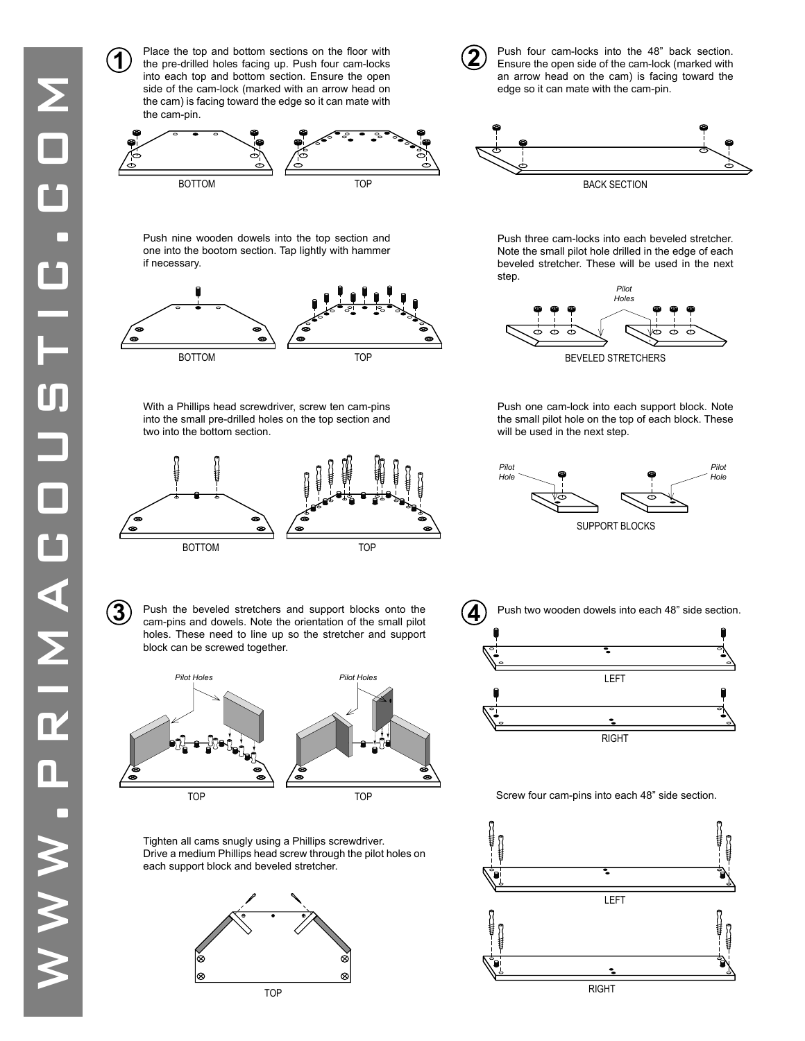## 1

Place the top and bottom sections on the floor with the pre-drilled holes facing up. Push four cam-locks into each top and bottom section. Ensure the open side of the cam-lock (marked with an arrow head on the cam) is facing toward the edge so it can mate with the cam-pin.

BOTTOM TOP

Push nine wooden dowels into the top section and one into the bootom section. Tap lightly with hammer if necessary.

BOTTOM TOP

With a Phillips head screwdriver, screw ten cam-pins into the small pre-drilled holes on the top section and two into the bottom section.

BOTTOM TOP

## 2

Push four cam-locks into the 48" back section. Ensure the open side of the cam-lock (marked with an arrow head on the cam) is facing toward the edge so it can mate with the cam-pin.

BACK SECTION

Push three cam-locks into each beveled stretcher. Note the small pilot hole drilled in the edge of each beveled stretcher. These will be used in the next step.

*Pilot Holes*

BEVELED STRETCHERS

Push one cam-lock into each support block. Note the small pilot hole on the top of each block. These will be used in the next step.

*Pilot Hole* *Pilot Hole*

SUPPORT BLOCKS

## 3

Push the beveled stretchers and support blocks onto the cam-pins and dowels. Note the orientation of the small pilot holes. These need to line up so the stretcher and support block can be screwed together.

*Pilot Holes* *Pilot Holes*

TOP TOP

Tighten all cams snugly using a Phillips screwdriver.
Drive a medium Phillips head screw through the pilot holes on each support block and beveled stretcher.

TOP

## 4

Push two wooden dowels into each 48" side section.

LEFT

RIGHT

Screw four cam-pins into each 48" side section.

LEFT

RIGHT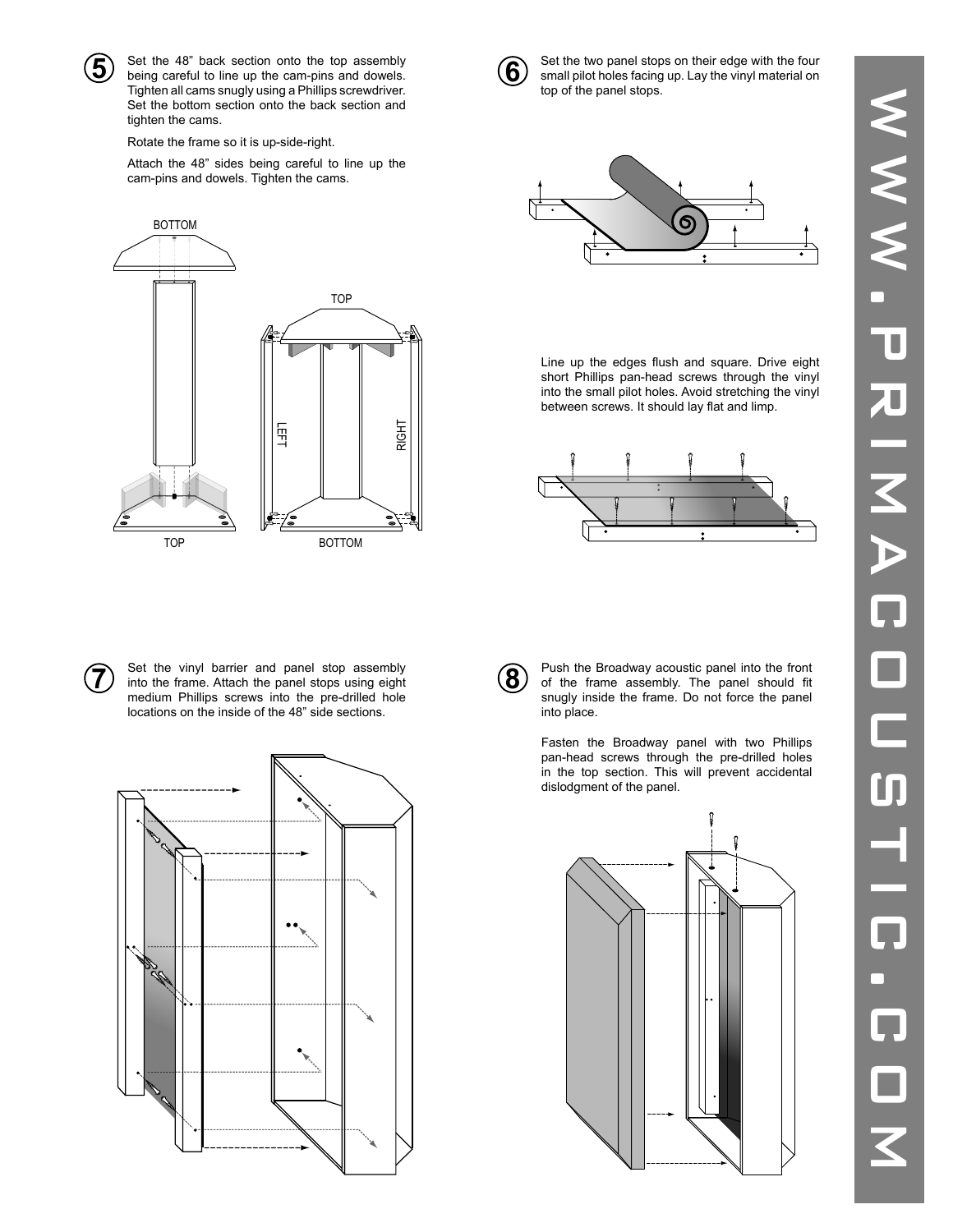**5** Set the 48" back section onto the top assembly being careful to line up the cam-pins and dowels. Tighten all cams snugly using a Phillips screwdriver. Set the bottom section onto the back section and tighten the cams.

Rotate the frame so it is up-side-right.

Attach the 48" sides being careful to line up the cam-pins and dowels. Tighten the cams.

BOTTOM

TOP

TOP

LEFT

RIGHT

BOTTOM

**6** Set the two panel stops on their edge with the four small pilot holes facing up. Lay the vinyl material on top of the panel stops.

Line up the edges flush and square. Drive eight short Phillips pan-head screws through the vinyl into the small pilot holes. Avoid stretching the vinyl between screws. It should lay flat and limp.

**7** Set the vinyl barrier and panel stop assembly into the frame. Attach the panel stops using eight medium Phillips screws into the pre-drilled hole locations on the inside of the 48" side sections.

**8** Push the Broadway acoustic panel into the front of the frame assembly. The panel should fit snugly inside the frame. Do not force the panel into place.

Fasten the Broadway panel with two Phillips pan-head screws through the pre-drilled holes in the top section. This will prevent accidental dislodgment of the panel.

WWW.PRIMACOUSTIC.COM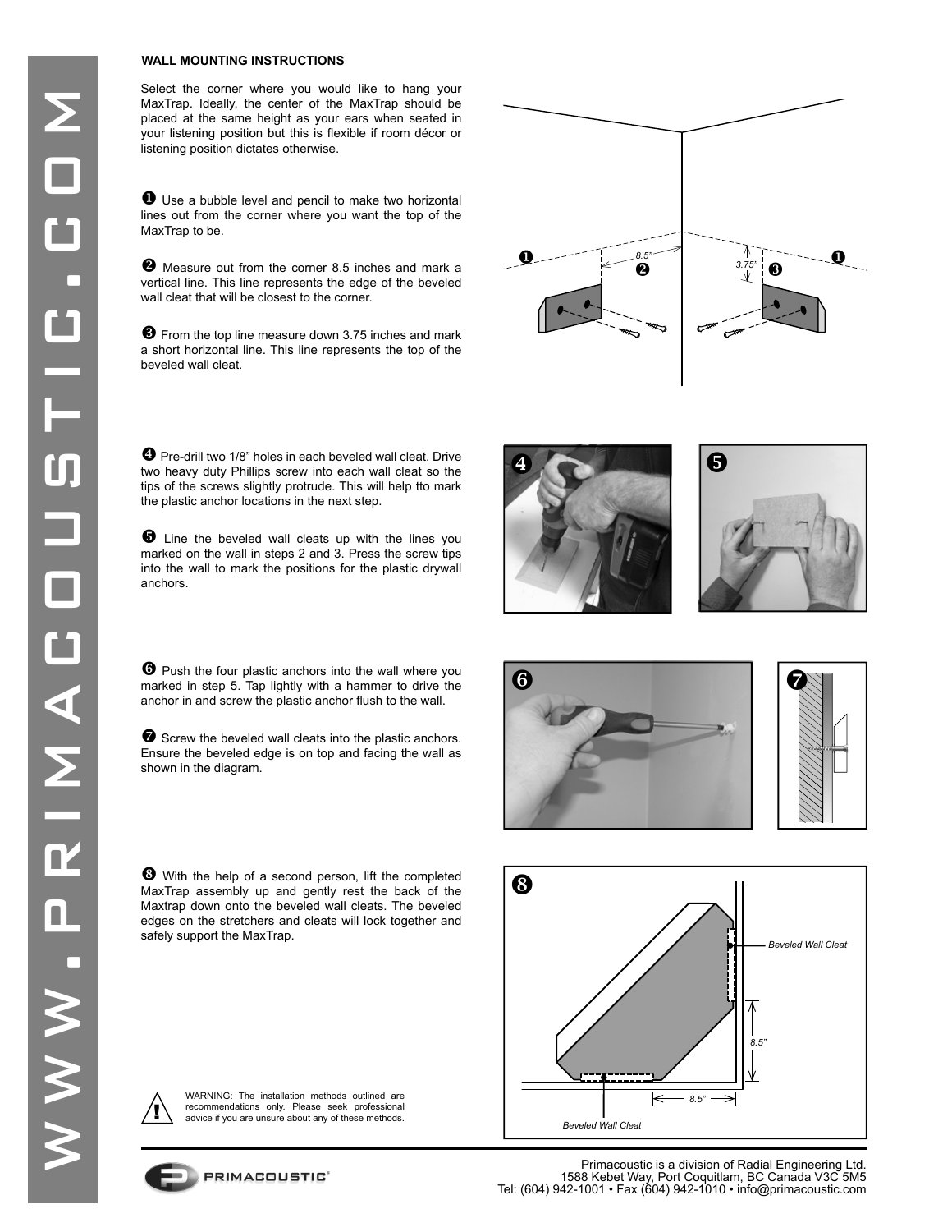## WALL MOUNTING INSTRUCTIONS

Select the corner where you would like to hang your MaxTrap. Ideally, the center of the MaxTrap should be placed at the same height as your ears when seated in your listening position but this is flexible if room décor or listening position dictates otherwise.

❶ Use a bubble level and pencil to make two horizontal lines out from the corner where you want the top of the MaxTrap to be.

❷ Measure out from the corner 8.5 inches and mark a vertical line. This line represents the edge of the beveled wall cleat that will be closest to the corner.

❸ From the top line measure down 3.75 inches and mark a short horizontal line. This line represents the top of the beveled wall cleat.

8.5"

3.75"

❹ Pre-drill two 1/8" holes in each beveled wall cleat. Drive two heavy duty Phillips screw into each wall cleat so the tips of the screws slightly protrude. This will help tto mark the plastic anchor locations in the next step.

❺ Line the beveled wall cleats up with the lines you marked on the wall in steps 2 and 3. Press the screw tips into the wall to mark the positions for the plastic drywall anchors.

❻ Push the four plastic anchors into the wall where you marked in step 5. Tap lightly with a hammer to drive the anchor in and screw the plastic anchor flush to the wall.

❼ Screw the beveled wall cleats into the plastic anchors. Ensure the beveled edge is on top and facing the wall as shown in the diagram.

❽ With the help of a second person, lift the completed MaxTrap assembly up and gently rest the back of the Maxtrap down onto the beveled wall cleats. The beveled edges on the stretchers and cleats will lock together and safely support the MaxTrap.

Beveled Wall Cleat

8.5"

8.5"

Beveled Wall Cleat

WARNING: The installation methods outlined are recommendations only. Please seek professional advice if you are unsure about any of these methods.

PRIMACOUSTIC®

Primacoustic is a division of Radial Engineering Ltd.
1588 Kebet Way, Port Coquitlam, BC Canada V3C 5M5
Tel: (604) 942-1001 • Fax (604) 942-1010 • info@primacoustic.com

WWW.PRIMACOUSTIC.COM